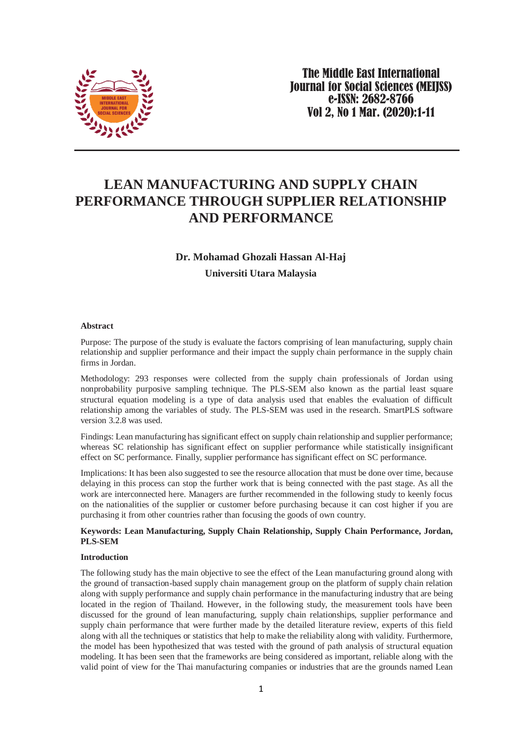# LEAN MANUFACTURING AND SUPPLY CHAIN PERFORMANCE THROUGH SUPPLIER RELATIONSHIP AND PERFORMANCE

**Dr. Mohamad Ghozali Hassan Al-Haj**

**Universiti Utara Malaysia**

**Abstract**

Purpose: The purpose of the study is evaluate the factors comprising of lean manufacturing, supply chain relationship and supplier performance and their impact the supply chain performance in the supply chain firms in Jordan.

Methodology: 293 responses were collected from the supply chain professionals of Jordan using nonprobability purposive sampling technique. The PLS-SEM also known as the partial least square structural equation modeling is a type of data analysis used that enables the evaluation of difficult relationship among the variables of study. The PLS-SEM was used in the research. SmartPLS software version 3.2.8 was used.

Findings: Lean manufacturing has significant effect on supply chain relationship and supplier performance; whereas SC relationship has significant effect on supplier performance while statistically insignificant effect on SC performance. Finally, supplier performance has significant effect on SC performance.

Implications: It has been also suggested to see the resource allocation that must be done over time, because delaying in this process can stop the further work that is being connected with the past stage. As all the work are interconnected here. Managers are further recommended in the following study to keenly focus on the nationalities of the supplier or customer before purchasing because it can cost higher if you are purchasing it from other countries rather than focusing the goods of own country.

**Keywords: Lean Manufacturing, Supply Chain Relationship, Supply Chain Performance, Jordan, PLS-SEM**

**Introduction**

The following study has the main objective to see the effect of the Lean manufacturing ground along with the ground of transaction-based supply chain management group on the platform of supply chain relation along with supply performance and supply chain performance in the manufacturing industry that are being located in the region of Thailand. However, in the following study, the measurement tools have been discussed for the ground of lean manufacturing, supply chain relationships, supplier performance and supply chain performance that were further made by the detailed literature review, experts of this field along with all the techniques or statistics that help to make the reliability along with validity. Furthermore, the model has been hypothesized that was tested with the ground of path analysis of structural equation modeling. It has been seen that the frameworks are being considered as important, reliable along with the valid point of view for the Thai manufacturing companies or industries that are the grounds named Lean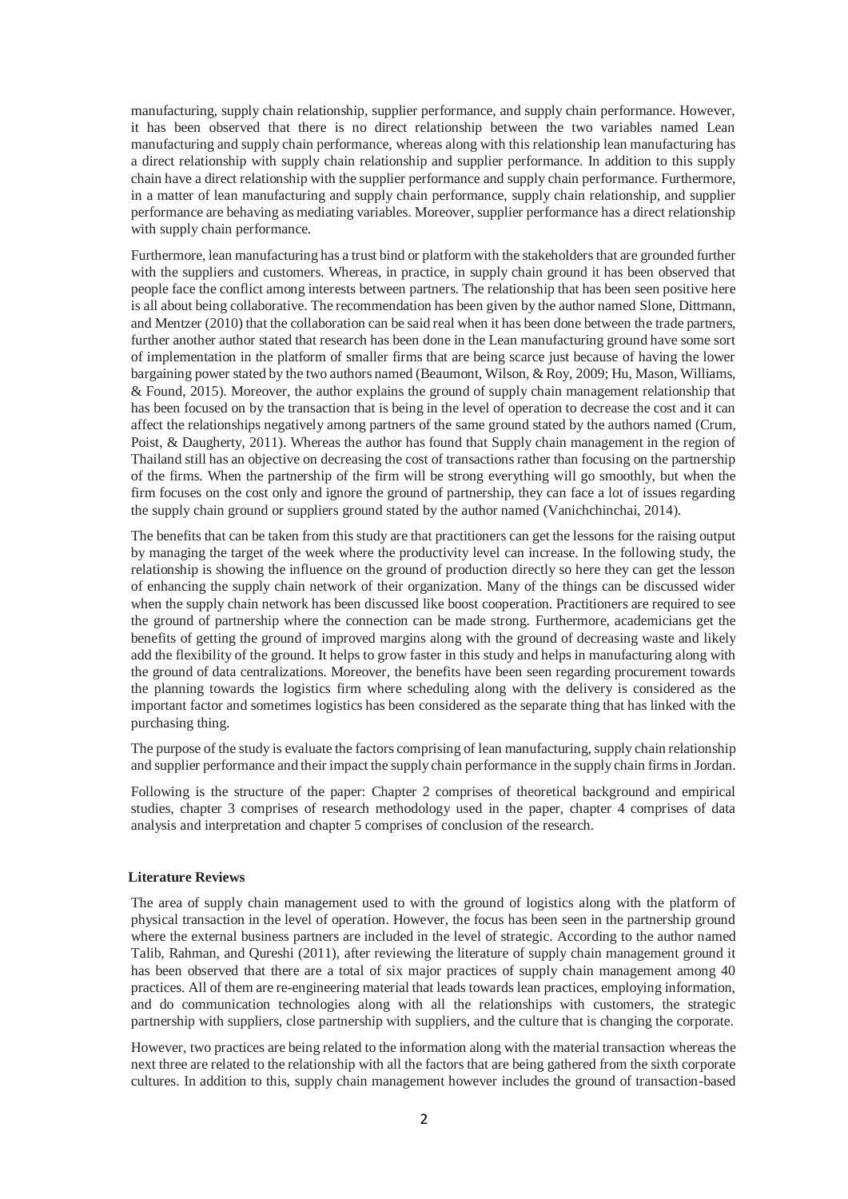manufacturing, supply chain relationship, supplier performance, and supply chain performance. However, it has been observed that there is no direct relationship between the two variables named Lean manufacturing and supply chain performance, whereas along with this relationship lean manufacturing has a direct relationship with supply chain relationship and supplier performance. In addition to this supply chain have a direct relationship with the supplier performance and supply chain performance. Furthermore, in a matter of lean manufacturing and supply chain performance, supply chain relationship, and supplier performance are behaving as mediating variables. Moreover, supplier performance has a direct relationship with supply chain performance.

Furthermore, lean manufacturing has a trust bind or platform with the stakeholders that are grounded further with the suppliers and customers. Whereas, in practice, in supply chain ground it has been observed that people face the conflict among interests between partners. The relationship that has been seen positive here is all about being collaborative. The recommendation has been given by the author named Slone, Dittmann, and Mentzer (2010) that the collaboration can be said real when it has been done between the trade partners, further another author stated that research has been done in the Lean manufacturing ground have some sort of implementation in the platform of smaller firms that are being scarce just because of having the lower bargaining power stated by the two authors named (Beaumont, Wilson, & Roy, 2009; Hu, Mason, Williams, & Found, 2015). Moreover, the author explains the ground of supply chain management relationship that has been focused on by the transaction that is being in the level of operation to decrease the cost and it can affect the relationships negatively among partners of the same ground stated by the authors named (Crum, Poist, & Daugherty, 2011). Whereas the author has found that Supply chain management in the region of Thailand still has an objective on decreasing the cost of transactions rather than focusing on the partnership of the firms. When the partnership of the firm will be strong everything will go smoothly, but when the firm focuses on the cost only and ignore the ground of partnership, they can face a lot of issues regarding the supply chain ground or suppliers ground stated by the author named (Vanichchinchai, 2014).

The benefits that can be taken from this study are that practitioners can get the lessons for the raising output by managing the target of the week where the productivity level can increase. In the following study, the relationship is showing the influence on the ground of production directly so here they can get the lesson of enhancing the supply chain network of their organization. Many of the things can be discussed wider when the supply chain network has been discussed like boost cooperation. Practitioners are required to see the ground of partnership where the connection can be made strong. Furthermore, academicians get the benefits of getting the ground of improved margins along with the ground of decreasing waste and likely add the flexibility of the ground. It helps to grow faster in this study and helps in manufacturing along with the ground of data centralizations. Moreover, the benefits have been seen regarding procurement towards the planning towards the logistics firm where scheduling along with the delivery is considered as the important factor and sometimes logistics has been considered as the separate thing that has linked with the purchasing thing.

The purpose of the study is evaluate the factors comprising of lean manufacturing, supply chain relationship and supplier performance and their impact the supply chain performance in the supply chain firms in Jordan.

Following is the structure of the paper: Chapter 2 comprises of theoretical background and empirical studies, chapter 3 comprises of research methodology used in the paper, chapter 4 comprises of data analysis and interpretation and chapter 5 comprises of conclusion of the research.

## Literature Reviews

The area of supply chain management used to with the ground of logistics along with the platform of physical transaction in the level of operation. However, the focus has been seen in the partnership ground where the external business partners are included in the level of strategic. According to the author named Talib, Rahman, and Qureshi (2011), after reviewing the literature of supply chain management ground it has been observed that there are a total of six major practices of supply chain management among 40 practices. All of them are re-engineering material that leads towards lean practices, employing information, and do communication technologies along with all the relationships with customers, the strategic partnership with suppliers, close partnership with suppliers, and the culture that is changing the corporate.

However, two practices are being related to the information along with the material transaction whereas the next three are related to the relationship with all the factors that are being gathered from the sixth corporate cultures. In addition to this, supply chain management however includes the ground of transaction-based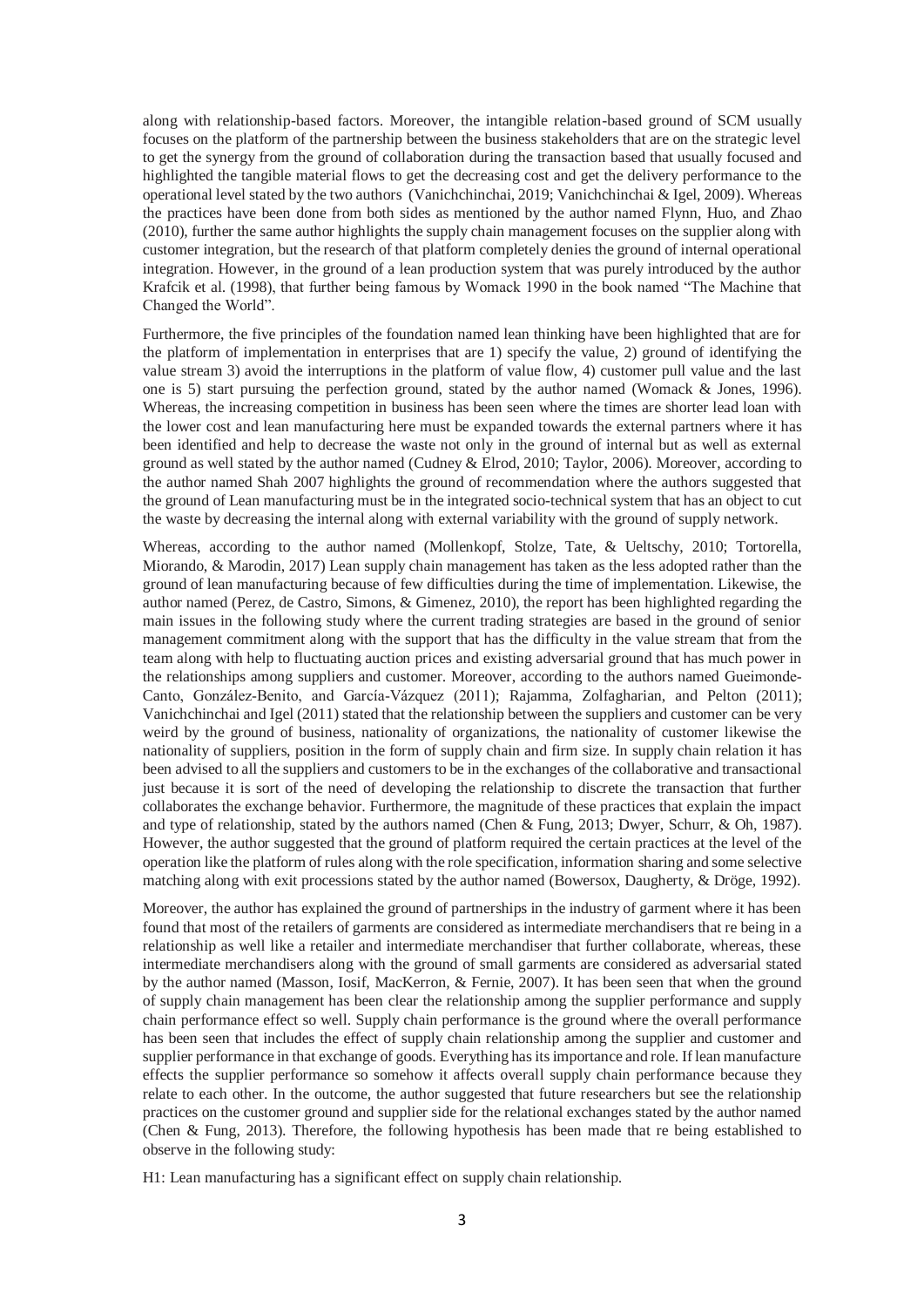along with relationship-based factors. Moreover, the intangible relation-based ground of SCM usually focuses on the platform of the partnership between the business stakeholders that are on the strategic level to get the synergy from the ground of collaboration during the transaction based that usually focused and highlighted the tangible material flows to get the decreasing cost and get the delivery performance to the operational level stated by the two authors (Vanichchinchai, 2019; Vanichchinchai & Igel, 2009). Whereas the practices have been done from both sides as mentioned by the author named Flynn, Huo, and Zhao (2010), further the same author highlights the supply chain management focuses on the supplier along with customer integration, but the research of that platform completely denies the ground of internal operational integration. However, in the ground of a lean production system that was purely introduced by the author Krafcik et al. (1998), that further being famous by Womack 1990 in the book named "The Machine that Changed the World".

Furthermore, the five principles of the foundation named lean thinking have been highlighted that are for the platform of implementation in enterprises that are 1) specify the value, 2) ground of identifying the value stream 3) avoid the interruptions in the platform of value flow, 4) customer pull value and the last one is 5) start pursuing the perfection ground, stated by the author named (Womack & Jones, 1996). Whereas, the increasing competition in business has been seen where the times are shorter lead loan with the lower cost and lean manufacturing here must be expanded towards the external partners where it has been identified and help to decrease the waste not only in the ground of internal but as well as external ground as well stated by the author named (Cudney & Elrod, 2010; Taylor, 2006). Moreover, according to the author named Shah 2007 highlights the ground of recommendation where the authors suggested that the ground of Lean manufacturing must be in the integrated socio-technical system that has an object to cut the waste by decreasing the internal along with external variability with the ground of supply network.

Whereas, according to the author named (Mollenkopf, Stolze, Tate, & Ueltschy, 2010; Tortorella, Miorando, & Marodin, 2017) Lean supply chain management has taken as the less adopted rather than the ground of lean manufacturing because of few difficulties during the time of implementation. Likewise, the author named (Perez, de Castro, Simons, & Gimenez, 2010), the report has been highlighted regarding the main issues in the following study where the current trading strategies are based in the ground of senior management commitment along with the support that has the difficulty in the value stream that from the team along with help to fluctuating auction prices and existing adversarial ground that has much power in the relationships among suppliers and customer. Moreover, according to the authors named Gueimonde-Canto, González-Benito, and García-Vázquez (2011); Rajamma, Zolfagharian, and Pelton (2011); Vanichchinchai and Igel (2011) stated that the relationship between the suppliers and customer can be very weird by the ground of business, nationality of organizations, the nationality of customer likewise the nationality of suppliers, position in the form of supply chain and firm size. In supply chain relation it has been advised to all the suppliers and customers to be in the exchanges of the collaborative and transactional just because it is sort of the need of developing the relationship to discrete the transaction that further collaborates the exchange behavior. Furthermore, the magnitude of these practices that explain the impact and type of relationship, stated by the authors named (Chen & Fung, 2013; Dwyer, Schurr, & Oh, 1987). However, the author suggested that the ground of platform required the certain practices at the level of the operation like the platform of rules along with the role specification, information sharing and some selective matching along with exit processions stated by the author named (Bowersox, Daugherty, & Dröge, 1992).

Moreover, the author has explained the ground of partnerships in the industry of garment where it has been found that most of the retailers of garments are considered as intermediate merchandisers that re being in a relationship as well like a retailer and intermediate merchandiser that further collaborate, whereas, these intermediate merchandisers along with the ground of small garments are considered as adversarial stated by the author named (Masson, Iosif, MacKerron, & Fernie, 2007). It has been seen that when the ground of supply chain management has been clear the relationship among the supplier performance and supply chain performance effect so well. Supply chain performance is the ground where the overall performance has been seen that includes the effect of supply chain relationship among the supplier and customer and supplier performance in that exchange of goods. Everything has its importance and role. If lean manufacture effects the supplier performance so somehow it affects overall supply chain performance because they relate to each other. In the outcome, the author suggested that future researchers but see the relationship practices on the customer ground and supplier side for the relational exchanges stated by the author named (Chen & Fung, 2013). Therefore, the following hypothesis has been made that re being established to observe in the following study:

H1: Lean manufacturing has a significant effect on supply chain relationship.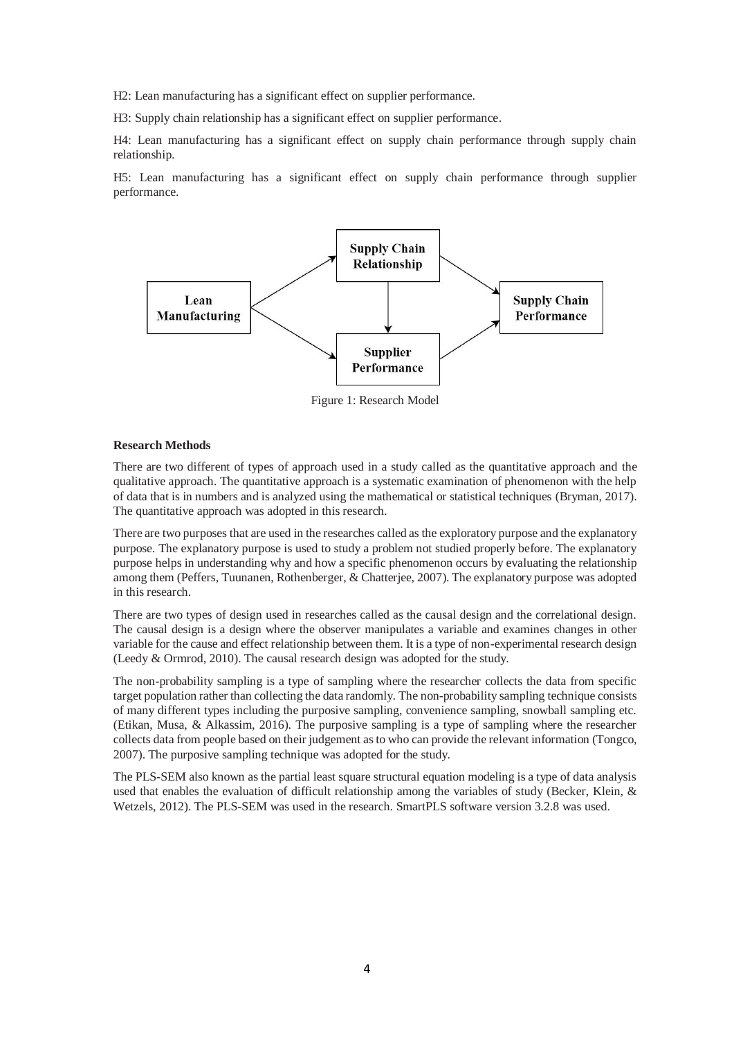H2: Lean manufacturing has a significant effect on supplier performance.

H3: Supply chain relationship has a significant effect on supplier performance.

H4: Lean manufacturing has a significant effect on supply chain performance through supply chain relationship.

H5: Lean manufacturing has a significant effect on supply chain performance through supplier performance.

Figure 1: Research Model

**Research Methods**

There are two different of types of approach used in a study called as the quantitative approach and the qualitative approach. The quantitative approach is a systematic examination of phenomenon with the help of data that is in numbers and is analyzed using the mathematical or statistical techniques (Bryman, 2017). The quantitative approach was adopted in this research.

There are two purposes that are used in the researches called as the exploratory purpose and the explanatory purpose. The explanatory purpose is used to study a problem not studied properly before. The explanatory purpose helps in understanding why and how a specific phenomenon occurs by evaluating the relationship among them (Peffers, Tuunanen, Rothenberger, & Chatterjee, 2007). The explanatory purpose was adopted in this research.

There are two types of design used in researches called as the causal design and the correlational design. The causal design is a design where the observer manipulates a variable and examines changes in other variable for the cause and effect relationship between them. It is a type of non-experimental research design (Leedy & Ormrod, 2010). The causal research design was adopted for the study.

The non-probability sampling is a type of sampling where the researcher collects the data from specific target population rather than collecting the data randomly. The non-probability sampling technique consists of many different types including the purposive sampling, convenience sampling, snowball sampling etc. (Etikan, Musa, & Alkassim, 2016). The purposive sampling is a type of sampling where the researcher collects data from people based on their judgement as to who can provide the relevant information (Tongco, 2007). The purposive sampling technique was adopted for the study.

The PLS-SEM also known as the partial least square structural equation modeling is a type of data analysis used that enables the evaluation of difficult relationship among the variables of study (Becker, Klein, & Wetzels, 2012). The PLS-SEM was used in the research. SmartPLS software version 3.2.8 was used.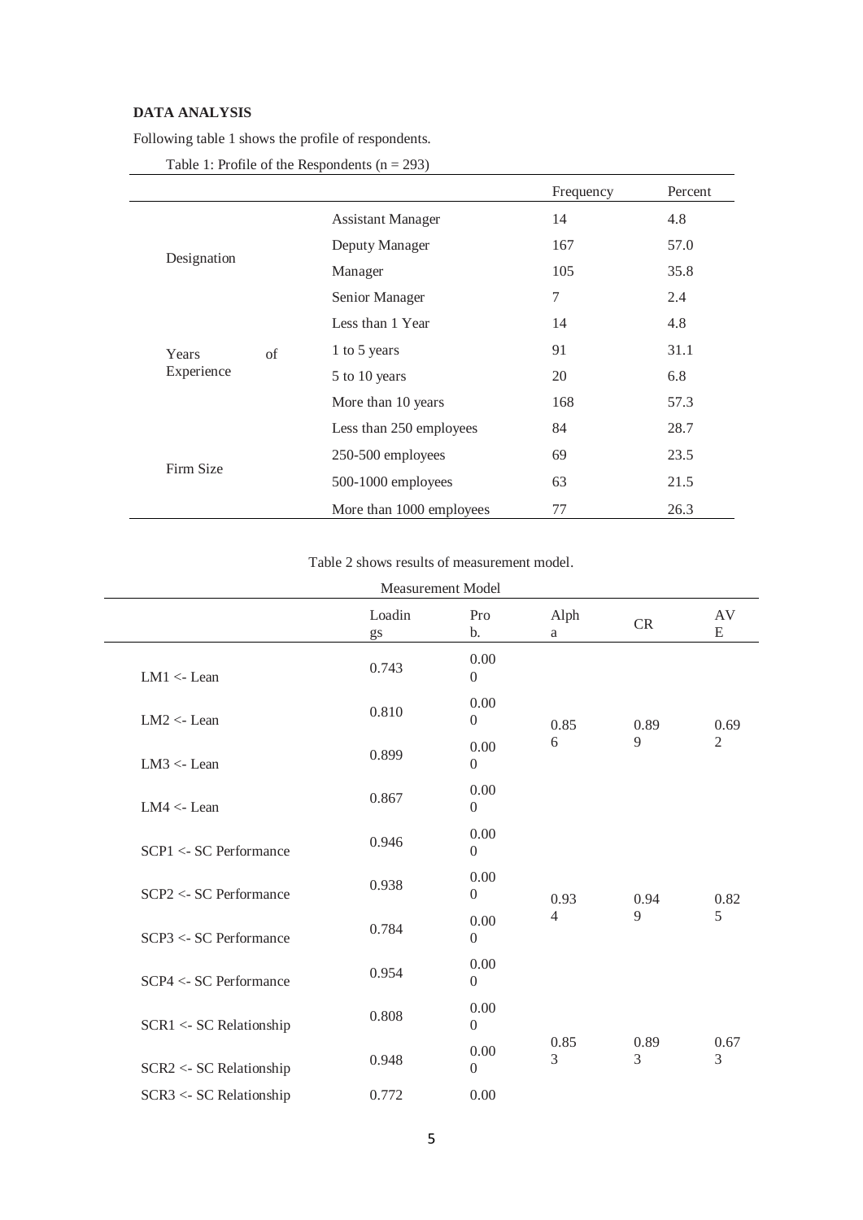**DATA ANALYSIS**

Following table 1 shows the profile of respondents.

Table 1: Profile of the Respondents (n = 293)

| | | Frequency | Percent |
|---|---|---|---|
| Designation | Assistant Manager | 14 | 4.8 |
| | Deputy Manager | 167 | 57.0 |
| | Manager | 105 | 35.8 |
| | Senior Manager | 7 | 2.4 |
| Years of Experience | Less than 1 Year | 14 | 4.8 |
| | 1 to 5 years | 91 | 31.1 |
| | 5 to 10 years | 20 | 6.8 |
| | More than 10 years | 168 | 57.3 |
| Firm Size | Less than 250 employees | 84 | 28.7 |
| | 250-500 employees | 69 | 23.5 |
| | 500-1000 employees | 63 | 21.5 |
| | More than 1000 employees | 77 | 26.3 |

Table 2 shows results of measurement model.

Measurement Model

| | Loadings | Prob. | Alpha | CR | AVE |
|---|---|---|---|---|---|
| LM1 <- Lean | 0.743 | 0.000 | 0.856 | 0.899 | 0.692 |
| LM2 <- Lean | 0.810 | 0.000 | | | |
| LM3 <- Lean | 0.899 | 0.000 | | | |
| LM4 <- Lean | 0.867 | 0.000 | | | |
| SCP1 <- SC Performance | 0.946 | 0.000 | 0.934 | 0.949 | 0.825 |
| SCP2 <- SC Performance | 0.938 | 0.000 | | | |
| SCP3 <- SC Performance | 0.784 | 0.000 | | | |
| SCP4 <- SC Performance | 0.954 | 0.000 | | | |
| SCR1 <- SC Relationship | 0.808 | 0.000 | 0.853 | 0.893 | 0.673 |
| SCR2 <- SC Relationship | 0.948 | 0.000 | | | |
| SCR3 <- SC Relationship | 0.772 | 0.00 | | | |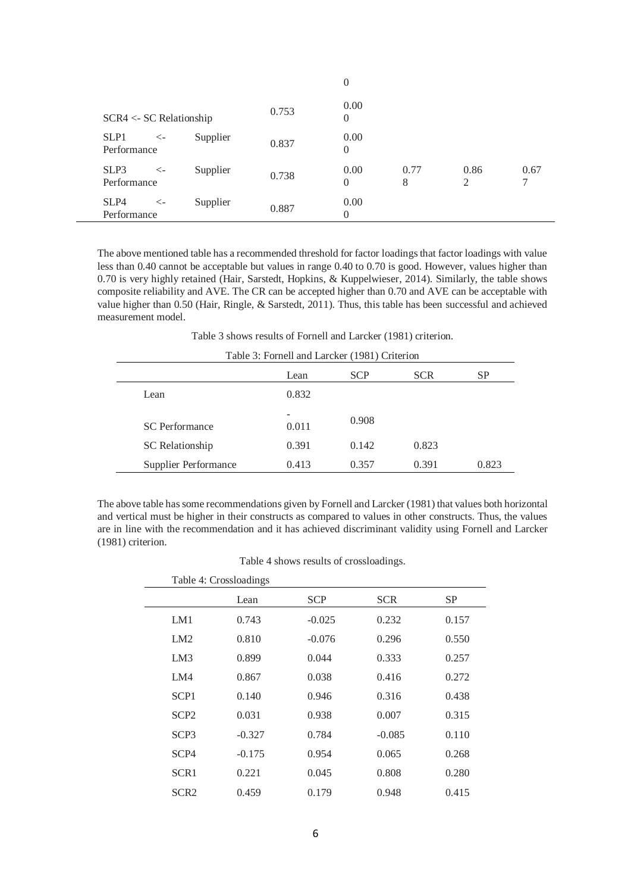| | | 0 | | | |
|---|---|---|---|---|---|
| SCR4 <- SC Relationship | 0.753 | 0.000 | | | |
| SLP1 <- Supplier Performance | 0.837 | 0.000 | | | |
| SLP3 <- Supplier Performance | 0.738 | 0.000 | 0.778 | 0.862 | 0.677 |
| SLP4 <- Supplier Performance | 0.887 | 0.000 | | | |

The above mentioned table has a recommended threshold for factor loadings that factor loadings with value less than 0.40 cannot be acceptable but values in range 0.40 to 0.70 is good. However, values higher than 0.70 is very highly retained (Hair, Sarstedt, Hopkins, & Kuppelwieser, 2014). Similarly, the table shows composite reliability and AVE. The CR can be accepted higher than 0.70 and AVE can be acceptable with value higher than 0.50 (Hair, Ringle, & Sarstedt, 2011). Thus, this table has been successful and achieved measurement model.

Table 3 shows results of Fornell and Larcker (1981) criterion.

Table 3: Fornell and Larcker (1981) Criterion

| | Lean | SCP | SCR | SP |
|---|---|---|---|---|
| Lean | 0.832 | | | |
| SC Performance | -0.011 | 0.908 | | |
| SC Relationship | 0.391 | 0.142 | 0.823 | |
| Supplier Performance | 0.413 | 0.357 | 0.391 | 0.823 |

The above table has some recommendations given by Fornell and Larcker (1981) that values both horizontal and vertical must be higher in their constructs as compared to values in other constructs. Thus, the values are in line with the recommendation and it has achieved discriminant validity using Fornell and Larcker (1981) criterion.

Table 4 shows results of crossloadings.

Table 4: Crossloadings

| | Lean | SCP | SCR | SP |
|---|---|---|---|---|
| LM1 | 0.743 | -0.025 | 0.232 | 0.157 |
| LM2 | 0.810 | -0.076 | 0.296 | 0.550 |
| LM3 | 0.899 | 0.044 | 0.333 | 0.257 |
| LM4 | 0.867 | 0.038 | 0.416 | 0.272 |
| SCP1 | 0.140 | 0.946 | 0.316 | 0.438 |
| SCP2 | 0.031 | 0.938 | 0.007 | 0.315 |
| SCP3 | -0.327 | 0.784 | -0.085 | 0.110 |
| SCP4 | -0.175 | 0.954 | 0.065 | 0.268 |
| SCR1 | 0.221 | 0.045 | 0.808 | 0.280 |
| SCR2 | 0.459 | 0.179 | 0.948 | 0.415 |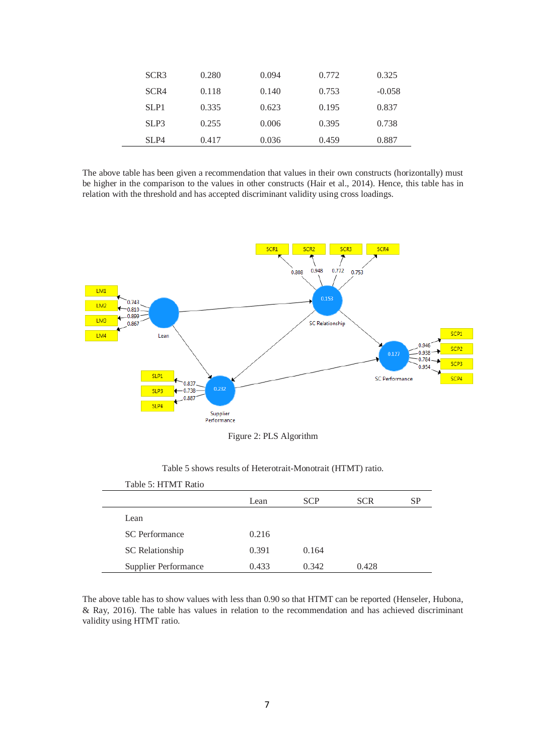| | | | | |
|---|---|---|---|---|
| SCR3 | 0.280 | 0.094 | 0.772 | 0.325 |
| SCR4 | 0.118 | 0.140 | 0.753 | -0.058 |
| SLP1 | 0.335 | 0.623 | 0.195 | 0.837 |
| SLP3 | 0.255 | 0.006 | 0.395 | 0.738 |
| SLP4 | 0.417 | 0.036 | 0.459 | 0.887 |

The above table has been given a recommendation that values in their own constructs (horizontally) must be higher in the comparison to the values in other constructs (Hair et al., 2014). Hence, this table has in relation with the threshold and has accepted discriminant validity using cross loadings.

Figure 2: PLS Algorithm

Table 5 shows results of Heterotrait-Monotrait (HTMT) ratio.

Table 5: HTMT Ratio

| | Lean | SCP | SCR | SP |
|---|---|---|---|---|
| Lean | | | | |
| SC Performance | 0.216 | | | |
| SC Relationship | 0.391 | 0.164 | | |
| Supplier Performance | 0.433 | 0.342 | 0.428 | |

The above table has to show values with less than 0.90 so that HTMT can be reported (Henseler, Hubona, & Ray, 2016). The table has values in relation to the recommendation and has achieved discriminant validity using HTMT ratio.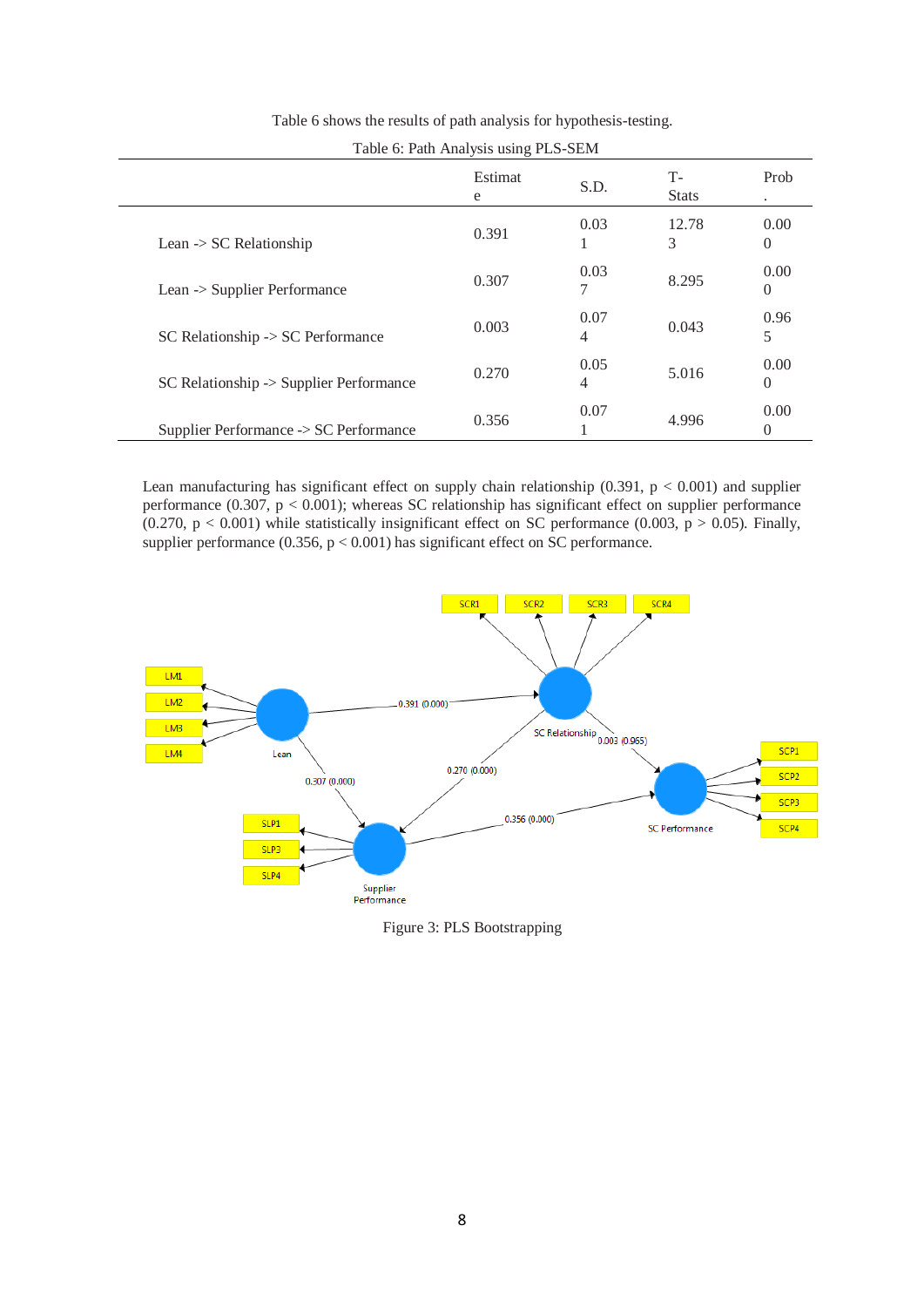Table 6 shows the results of path analysis for hypothesis-testing.

Table 6: Path Analysis using PLS-SEM

| | Estimate | S.D. | T-Stats | Prob. |
|---|---|---|---|---|
| Lean -> SC Relationship | 0.391 | 0.031 | 12.783 | 0.000 |
| Lean -> Supplier Performance | 0.307 | 0.037 | 8.295 | 0.000 |
| SC Relationship -> SC Performance | 0.003 | 0.074 | 0.043 | 0.965 |
| SC Relationship -> Supplier Performance | 0.270 | 0.054 | 5.016 | 0.000 |
| Supplier Performance -> SC Performance | 0.356 | 0.071 | 4.996 | 0.000 |

Lean manufacturing has significant effect on supply chain relationship (0.391, $p < 0.001$) and supplier performance (0.307, $p < 0.001$); whereas SC relationship has significant effect on supplier performance (0.270, $p < 0.001$) while statistically insignificant effect on SC performance (0.003, $p > 0.05$). Finally, supplier performance (0.356, $p < 0.001$) has significant effect on SC performance.

Figure 3: PLS Bootstrapping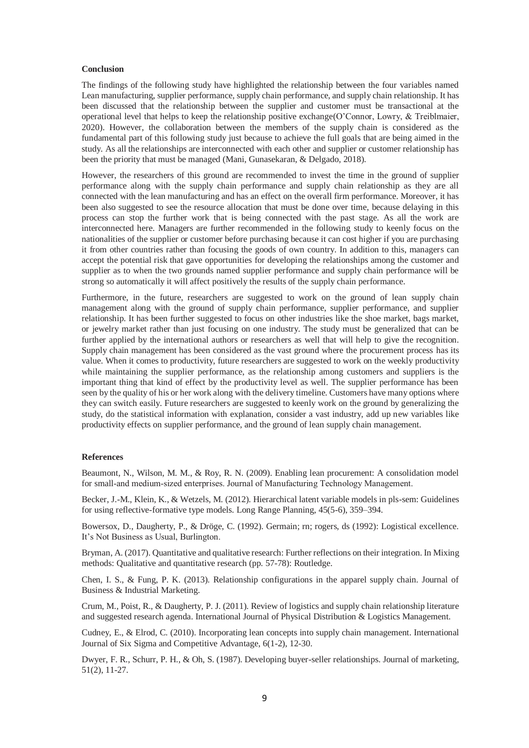**Conclusion**

The findings of the following study have highlighted the relationship between the four variables named Lean manufacturing, supplier performance, supply chain performance, and supply chain relationship. It has been discussed that the relationship between the supplier and customer must be transactional at the operational level that helps to keep the relationship positive exchange(O'Connor, Lowry, & Treiblmaier, 2020). However, the collaboration between the members of the supply chain is considered as the fundamental part of this following study just because to achieve the full goals that are being aimed in the study. As all the relationships are interconnected with each other and supplier or customer relationship has been the priority that must be managed (Mani, Gunasekaran, & Delgado, 2018).

However, the researchers of this ground are recommended to invest the time in the ground of supplier performance along with the supply chain performance and supply chain relationship as they are all connected with the lean manufacturing and has an effect on the overall firm performance. Moreover, it has been also suggested to see the resource allocation that must be done over time, because delaying in this process can stop the further work that is being connected with the past stage. As all the work are interconnected here. Managers are further recommended in the following study to keenly focus on the nationalities of the supplier or customer before purchasing because it can cost higher if you are purchasing it from other countries rather than focusing the goods of own country. In addition to this, managers can accept the potential risk that gave opportunities for developing the relationships among the customer and supplier as to when the two grounds named supplier performance and supply chain performance will be strong so automatically it will affect positively the results of the supply chain performance.

Furthermore, in the future, researchers are suggested to work on the ground of lean supply chain management along with the ground of supply chain performance, supplier performance, and supplier relationship. It has been further suggested to focus on other industries like the shoe market, bags market, or jewelry market rather than just focusing on one industry. The study must be generalized that can be further applied by the international authors or researchers as well that will help to give the recognition. Supply chain management has been considered as the vast ground where the procurement process has its value. When it comes to productivity, future researchers are suggested to work on the weekly productivity while maintaining the supplier performance, as the relationship among customers and suppliers is the important thing that kind of effect by the productivity level as well. The supplier performance has been seen by the quality of his or her work along with the delivery timeline. Customers have many options where they can switch easily. Future researchers are suggested to keenly work on the ground by generalizing the study, do the statistical information with explanation, consider a vast industry, add up new variables like productivity effects on supplier performance, and the ground of lean supply chain management.

**References**

Beaumont, N., Wilson, M. M., & Roy, R. N. (2009). Enabling lean procurement: A consolidation model for small-and medium-sized enterprises. Journal of Manufacturing Technology Management.

Becker, J.-M., Klein, K., & Wetzels, M. (2012). Hierarchical latent variable models in pls-sem: Guidelines for using reflective-formative type models. Long Range Planning, 45(5-6), 359–394.

Bowersox, D., Daugherty, P., & Dröge, C. (1992). Germain; rn; rogers, ds (1992): Logistical excellence. It's Not Business as Usual, Burlington.

Bryman, A. (2017). Quantitative and qualitative research: Further reflections on their integration. In Mixing methods: Qualitative and quantitative research (pp. 57-78): Routledge.

Chen, I. S., & Fung, P. K. (2013). Relationship configurations in the apparel supply chain. Journal of Business & Industrial Marketing.

Crum, M., Poist, R., & Daugherty, P. J. (2011). Review of logistics and supply chain relationship literature and suggested research agenda. International Journal of Physical Distribution & Logistics Management.

Cudney, E., & Elrod, C. (2010). Incorporating lean concepts into supply chain management. International Journal of Six Sigma and Competitive Advantage, 6(1-2), 12-30.

Dwyer, F. R., Schurr, P. H., & Oh, S. (1987). Developing buyer-seller relationships. Journal of marketing, 51(2), 11-27.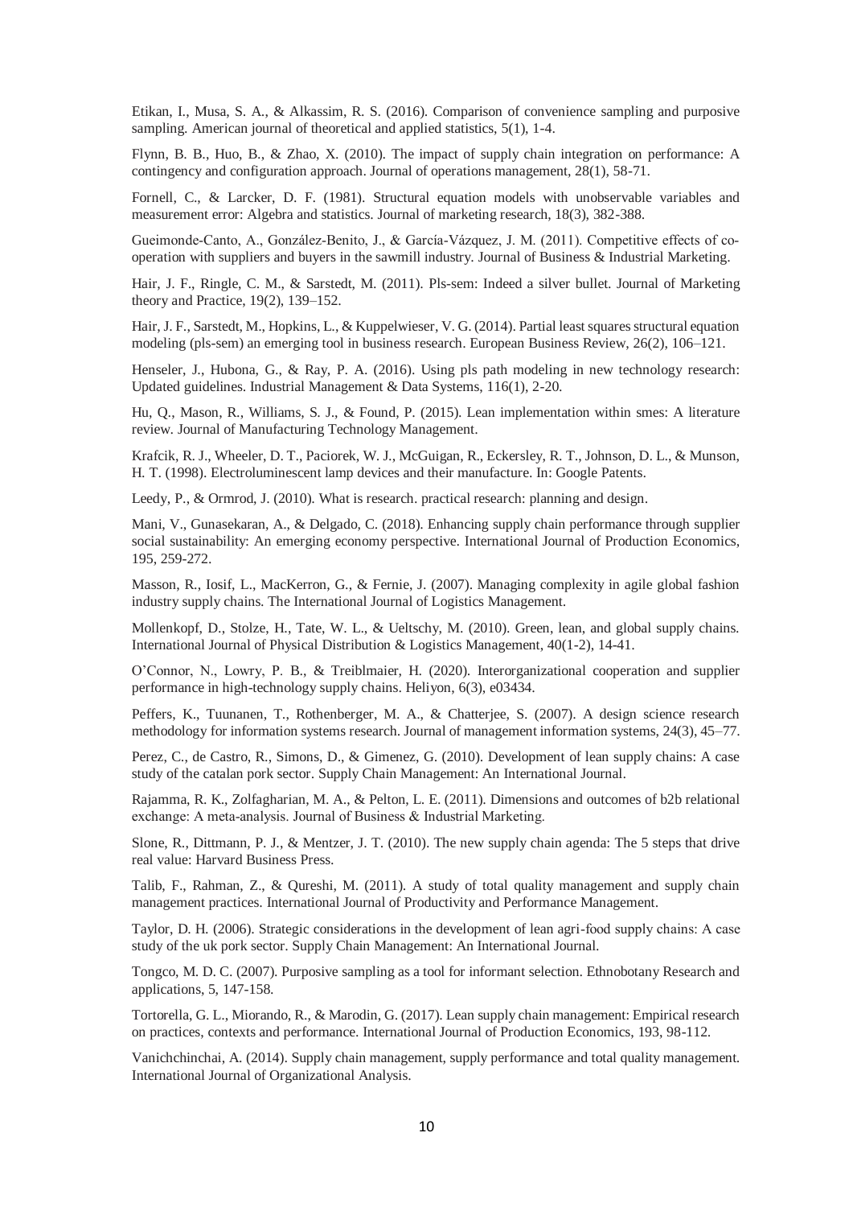Etikan, I., Musa, S. A., & Alkassim, R. S. (2016). Comparison of convenience sampling and purposive sampling. American journal of theoretical and applied statistics, 5(1), 1-4.

Flynn, B. B., Huo, B., & Zhao, X. (2010). The impact of supply chain integration on performance: A contingency and configuration approach. Journal of operations management, 28(1), 58-71.

Fornell, C., & Larcker, D. F. (1981). Structural equation models with unobservable variables and measurement error: Algebra and statistics. Journal of marketing research, 18(3), 382-388.

Gueimonde-Canto, A., González-Benito, J., & García-Vázquez, J. M. (2011). Competitive effects of co-operation with suppliers and buyers in the sawmill industry. Journal of Business & Industrial Marketing.

Hair, J. F., Ringle, C. M., & Sarstedt, M. (2011). Pls-sem: Indeed a silver bullet. Journal of Marketing theory and Practice, 19(2), 139–152.

Hair, J. F., Sarstedt, M., Hopkins, L., & Kuppelwieser, V. G. (2014). Partial least squares structural equation modeling (pls-sem) an emerging tool in business research. European Business Review, 26(2), 106–121.

Henseler, J., Hubona, G., & Ray, P. A. (2016). Using pls path modeling in new technology research: Updated guidelines. Industrial Management & Data Systems, 116(1), 2-20.

Hu, Q., Mason, R., Williams, S. J., & Found, P. (2015). Lean implementation within smes: A literature review. Journal of Manufacturing Technology Management.

Krafcik, R. J., Wheeler, D. T., Paciorek, W. J., McGuigan, R., Eckersley, R. T., Johnson, D. L., & Munson, H. T. (1998). Electroluminescent lamp devices and their manufacture. In: Google Patents.

Leedy, P., & Ormrod, J. (2010). What is research. practical research: planning and design.

Mani, V., Gunasekaran, A., & Delgado, C. (2018). Enhancing supply chain performance through supplier social sustainability: An emerging economy perspective. International Journal of Production Economics, 195, 259-272.

Masson, R., Iosif, L., MacKerron, G., & Fernie, J. (2007). Managing complexity in agile global fashion industry supply chains. The International Journal of Logistics Management.

Mollenkopf, D., Stolze, H., Tate, W. L., & Ueltschy, M. (2010). Green, lean, and global supply chains. International Journal of Physical Distribution & Logistics Management, 40(1-2), 14-41.

O'Connor, N., Lowry, P. B., & Treiblmaier, H. (2020). Interorganizational cooperation and supplier performance in high-technology supply chains. Heliyon, 6(3), e03434.

Peffers, K., Tuunanen, T., Rothenberger, M. A., & Chatterjee, S. (2007). A design science research methodology for information systems research. Journal of management information systems, 24(3), 45–77.

Perez, C., de Castro, R., Simons, D., & Gimenez, G. (2010). Development of lean supply chains: A case study of the catalan pork sector. Supply Chain Management: An International Journal.

Rajamma, R. K., Zolfagharian, M. A., & Pelton, L. E. (2011). Dimensions and outcomes of b2b relational exchange: A meta-analysis. Journal of Business & Industrial Marketing.

Slone, R., Dittmann, P. J., & Mentzer, J. T. (2010). The new supply chain agenda: The 5 steps that drive real value: Harvard Business Press.

Talib, F., Rahman, Z., & Qureshi, M. (2011). A study of total quality management and supply chain management practices. International Journal of Productivity and Performance Management.

Taylor, D. H. (2006). Strategic considerations in the development of lean agri-food supply chains: A case study of the uk pork sector. Supply Chain Management: An International Journal.

Tongco, M. D. C. (2007). Purposive sampling as a tool for informant selection. Ethnobotany Research and applications, 5, 147-158.

Tortorella, G. L., Miorando, R., & Marodin, G. (2017). Lean supply chain management: Empirical research on practices, contexts and performance. International Journal of Production Economics, 193, 98-112.

Vanichchinchai, A. (2014). Supply chain management, supply performance and total quality management. International Journal of Organizational Analysis.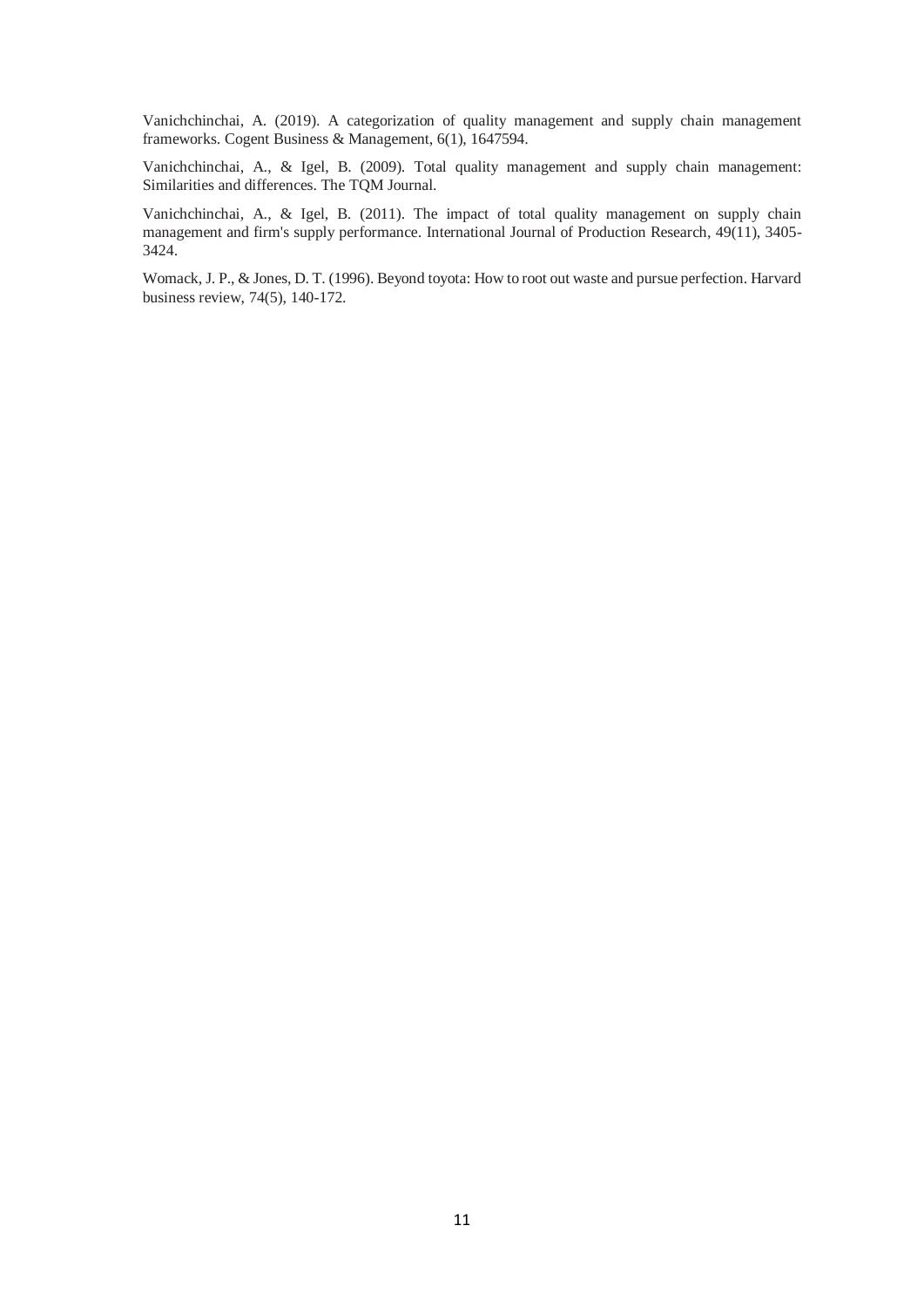Vanichchinchai, A. (2019). A categorization of quality management and supply chain management frameworks. Cogent Business & Management, 6(1), 1647594.

Vanichchinchai, A., & Igel, B. (2009). Total quality management and supply chain management: Similarities and differences. The TQM Journal.

Vanichchinchai, A., & Igel, B. (2011). The impact of total quality management on supply chain management and firm's supply performance. International Journal of Production Research, 49(11), 3405-3424.

Womack, J. P., & Jones, D. T. (1996). Beyond toyota: How to root out waste and pursue perfection. Harvard business review, 74(5), 140-172.